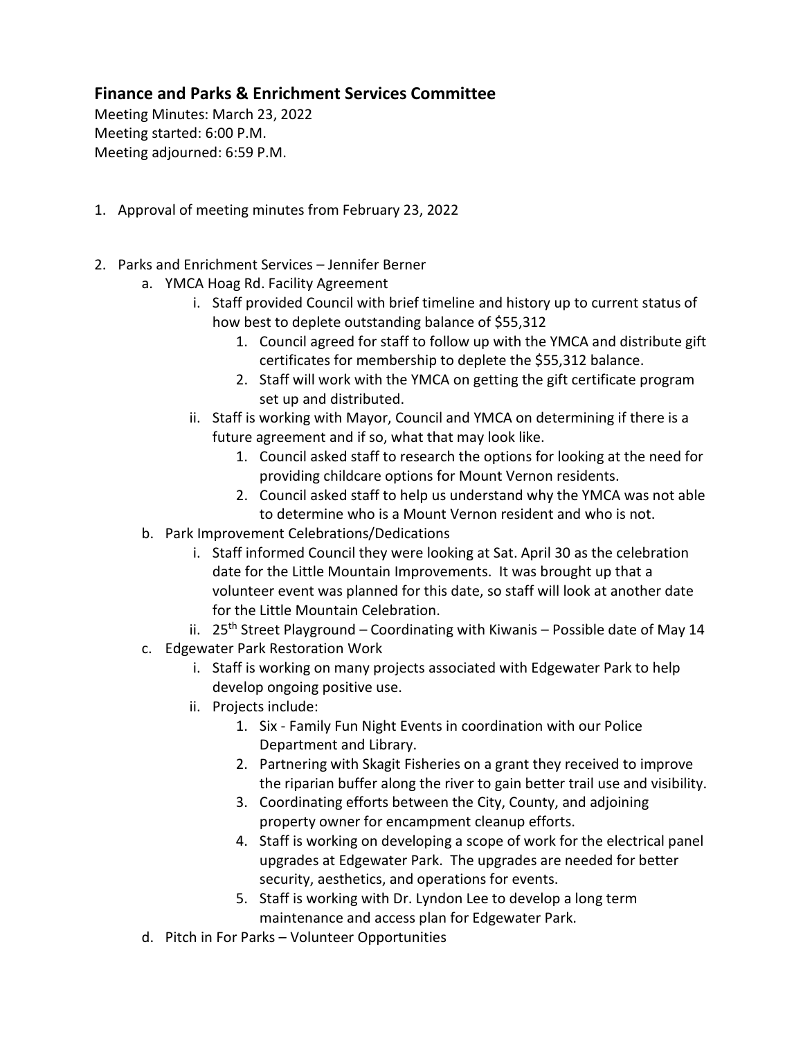## Finance and Parks & Enrichment Services Committee

Meeting Minutes: March 23, 2022
Meeting started: 6:00 P.M.
Meeting adjourned: 6:59 P.M.

1. Approval of meeting minutes from February 23, 2022

2. Parks and Enrichment Services – Jennifer Berner
    a. YMCA Hoag Rd. Facility Agreement
        i. Staff provided Council with brief timeline and history up to current status of how best to deplete outstanding balance of $55,312
            1. Council agreed for staff to follow up with the YMCA and distribute gift certificates for membership to deplete the $55,312 balance.
            2. Staff will work with the YMCA on getting the gift certificate program set up and distributed.
        ii. Staff is working with Mayor, Council and YMCA on determining if there is a future agreement and if so, what that may look like.
            1. Council asked staff to research the options for looking at the need for providing childcare options for Mount Vernon residents.
            2. Council asked staff to help us understand why the YMCA was not able to determine who is a Mount Vernon resident and who is not.
    b. Park Improvement Celebrations/Dedications
        i. Staff informed Council they were looking at Sat. April 30 as the celebration date for the Little Mountain Improvements. It was brought up that a volunteer event was planned for this date, so staff will look at another date for the Little Mountain Celebration.
        ii. 25th Street Playground – Coordinating with Kiwanis – Possible date of May 14
    c. Edgewater Park Restoration Work
        i. Staff is working on many projects associated with Edgewater Park to help develop ongoing positive use.
        ii. Projects include:
            1. Six - Family Fun Night Events in coordination with our Police Department and Library.
            2. Partnering with Skagit Fisheries on a grant they received to improve the riparian buffer along the river to gain better trail use and visibility.
            3. Coordinating efforts between the City, County, and adjoining property owner for encampment cleanup efforts.
            4. Staff is working on developing a scope of work for the electrical panel upgrades at Edgewater Park. The upgrades are needed for better security, aesthetics, and operations for events.
            5. Staff is working with Dr. Lyndon Lee to develop a long term maintenance and access plan for Edgewater Park.
    d. Pitch in For Parks – Volunteer Opportunities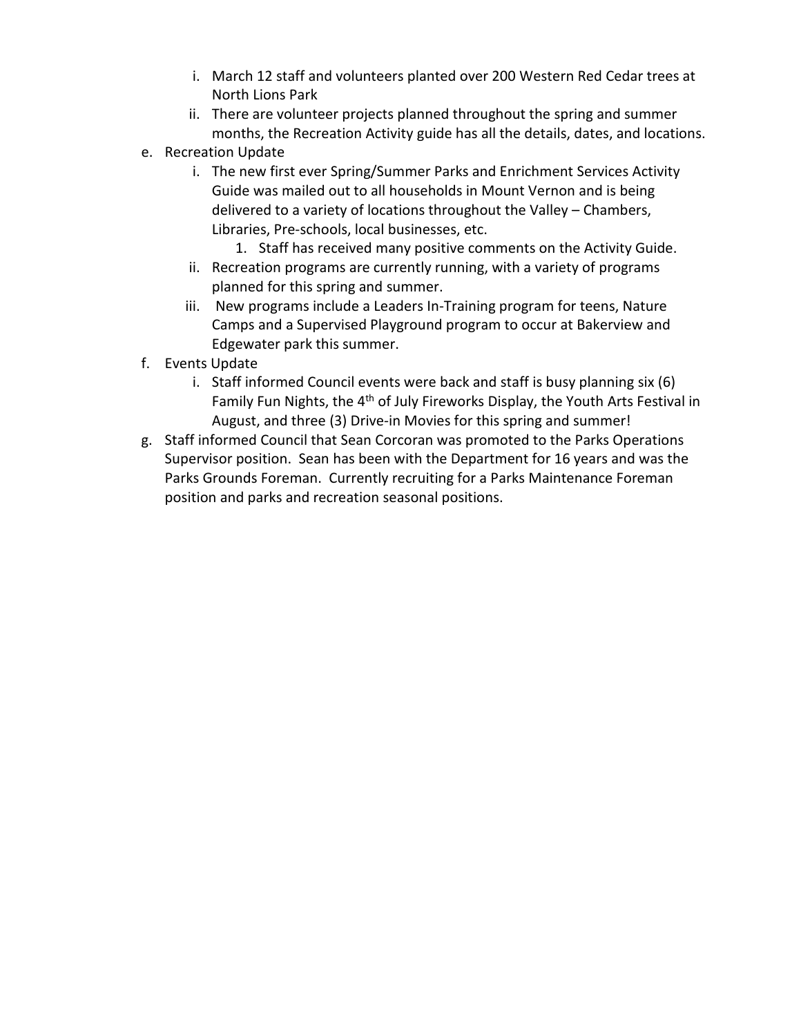i. March 12 staff and volunteers planted over 200 Western Red Cedar trees at North Lions Park
   ii. There are volunteer projects planned throughout the spring and summer months, the Recreation Activity guide has all the details, dates, and locations.

e. Recreation Update
   i. The new first ever Spring/Summer Parks and Enrichment Services Activity Guide was mailed out to all households in Mount Vernon and is being delivered to a variety of locations throughout the Valley – Chambers, Libraries, Pre-schools, local businesses, etc.
      1. Staff has received many positive comments on the Activity Guide.
   ii. Recreation programs are currently running, with a variety of programs planned for this spring and summer.
   iii. New programs include a Leaders In-Training program for teens, Nature Camps and a Supervised Playground program to occur at Bakerview and Edgewater park this summer.

f. Events Update
   i. Staff informed Council events were back and staff is busy planning six (6) Family Fun Nights, the 4th of July Fireworks Display, the Youth Arts Festival in August, and three (3) Drive-in Movies for this spring and summer!

g. Staff informed Council that Sean Corcoran was promoted to the Parks Operations Supervisor position. Sean has been with the Department for 16 years and was the Parks Grounds Foreman. Currently recruiting for a Parks Maintenance Foreman position and parks and recreation seasonal positions.